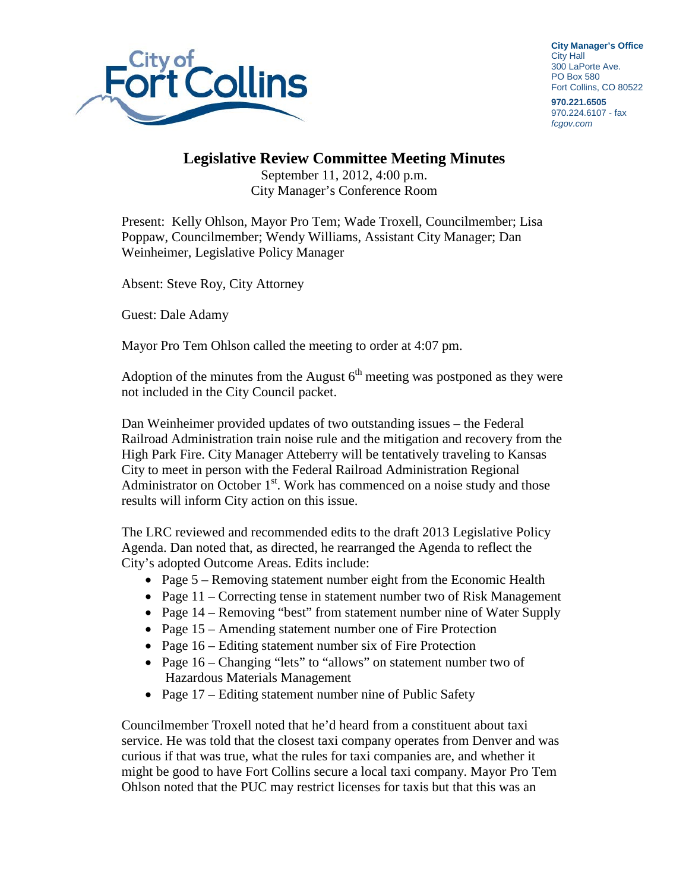City of Fort Collins

**City Manager's Office**
City Hall
300 LaPorte Ave.
PO Box 580
Fort Collins, CO 80522

**970.221.6505**
970.224.6107 - fax
*fcgov.com*

# Legislative Review Committee Meeting Minutes

September 11, 2012, 4:00 p.m.
City Manager's Conference Room

Present: Kelly Ohlson, Mayor Pro Tem; Wade Troxell, Councilmember; Lisa Poppaw, Councilmember; Wendy Williams, Assistant City Manager; Dan Weinheimer, Legislative Policy Manager

Absent: Steve Roy, City Attorney

Guest: Dale Adamy

Mayor Pro Tem Ohlson called the meeting to order at 4:07 pm.

Adoption of the minutes from the August 6th meeting was postponed as they were not included in the City Council packet.

Dan Weinheimer provided updates of two outstanding issues – the Federal Railroad Administration train noise rule and the mitigation and recovery from the High Park Fire. City Manager Atteberry will be tentatively traveling to Kansas City to meet in person with the Federal Railroad Administration Regional Administrator on October 1st. Work has commenced on a noise study and those results will inform City action on this issue.

The LRC reviewed and recommended edits to the draft 2013 Legislative Policy Agenda. Dan noted that, as directed, he rearranged the Agenda to reflect the City's adopted Outcome Areas. Edits include:

- Page 5 – Removing statement number eight from the Economic Health
- Page 11 – Correcting tense in statement number two of Risk Management
- Page 14 – Removing "best" from statement number nine of Water Supply
- Page 15 – Amending statement number one of Fire Protection
- Page 16 – Editing statement number six of Fire Protection
- Page 16 – Changing "lets" to "allows" on statement number two of Hazardous Materials Management
- Page 17 – Editing statement number nine of Public Safety

Councilmember Troxell noted that he'd heard from a constituent about taxi service. He was told that the closest taxi company operates from Denver and was curious if that was true, what the rules for taxi companies are, and whether it might be good to have Fort Collins secure a local taxi company. Mayor Pro Tem Ohlson noted that the PUC may restrict licenses for taxis but that this was an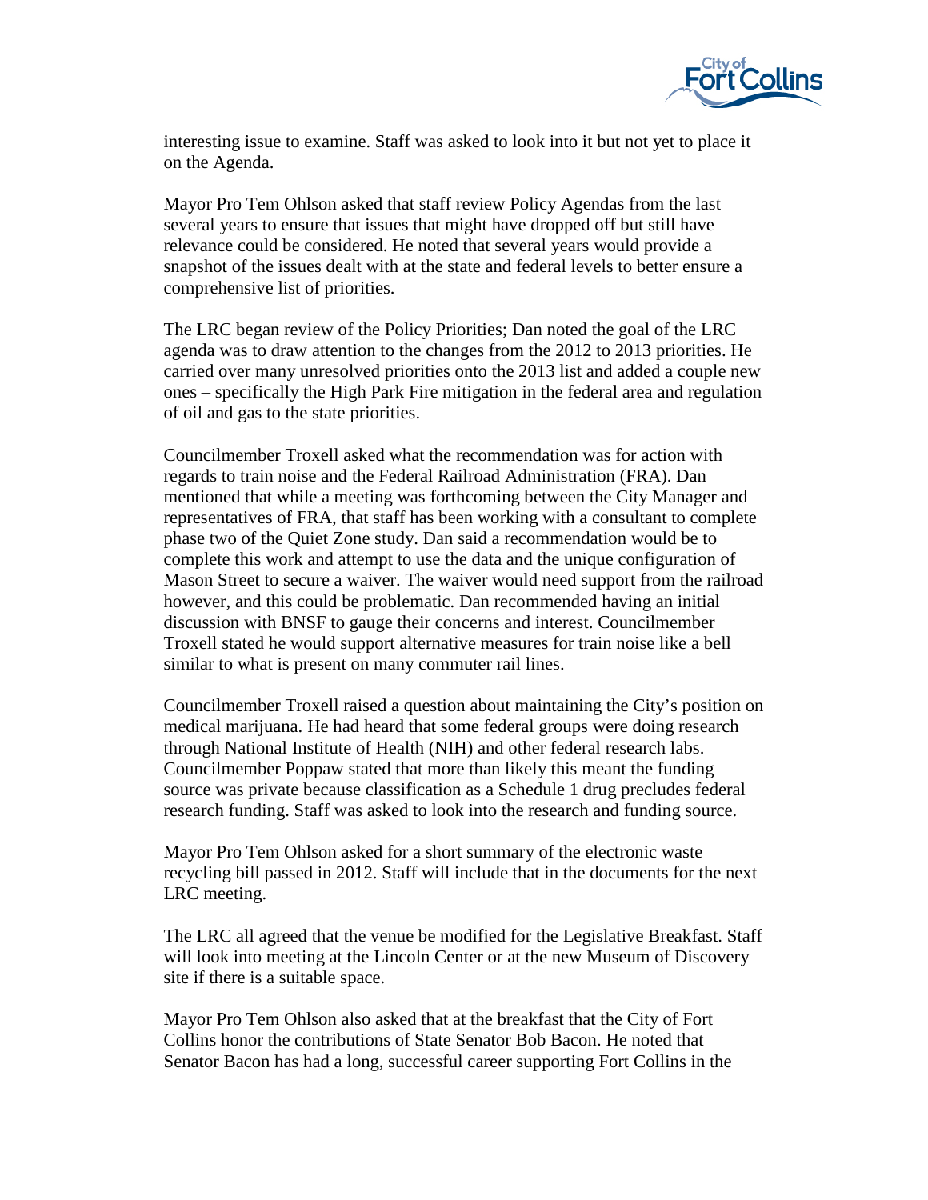interesting issue to examine. Staff was asked to look into it but not yet to place it on the Agenda.

Mayor Pro Tem Ohlson asked that staff review Policy Agendas from the last several years to ensure that issues that might have dropped off but still have relevance could be considered. He noted that several years would provide a snapshot of the issues dealt with at the state and federal levels to better ensure a comprehensive list of priorities.

The LRC began review of the Policy Priorities; Dan noted the goal of the LRC agenda was to draw attention to the changes from the 2012 to 2013 priorities. He carried over many unresolved priorities onto the 2013 list and added a couple new ones – specifically the High Park Fire mitigation in the federal area and regulation of oil and gas to the state priorities.

Councilmember Troxell asked what the recommendation was for action with regards to train noise and the Federal Railroad Administration (FRA). Dan mentioned that while a meeting was forthcoming between the City Manager and representatives of FRA, that staff has been working with a consultant to complete phase two of the Quiet Zone study. Dan said a recommendation would be to complete this work and attempt to use the data and the unique configuration of Mason Street to secure a waiver. The waiver would need support from the railroad however, and this could be problematic. Dan recommended having an initial discussion with BNSF to gauge their concerns and interest. Councilmember Troxell stated he would support alternative measures for train noise like a bell similar to what is present on many commuter rail lines.

Councilmember Troxell raised a question about maintaining the City's position on medical marijuana. He had heard that some federal groups were doing research through National Institute of Health (NIH) and other federal research labs. Councilmember Poppaw stated that more than likely this meant the funding source was private because classification as a Schedule 1 drug precludes federal research funding. Staff was asked to look into the research and funding source.

Mayor Pro Tem Ohlson asked for a short summary of the electronic waste recycling bill passed in 2012. Staff will include that in the documents for the next LRC meeting.

The LRC all agreed that the venue be modified for the Legislative Breakfast. Staff will look into meeting at the Lincoln Center or at the new Museum of Discovery site if there is a suitable space.

Mayor Pro Tem Ohlson also asked that at the breakfast that the City of Fort Collins honor the contributions of State Senator Bob Bacon. He noted that Senator Bacon has had a long, successful career supporting Fort Collins in the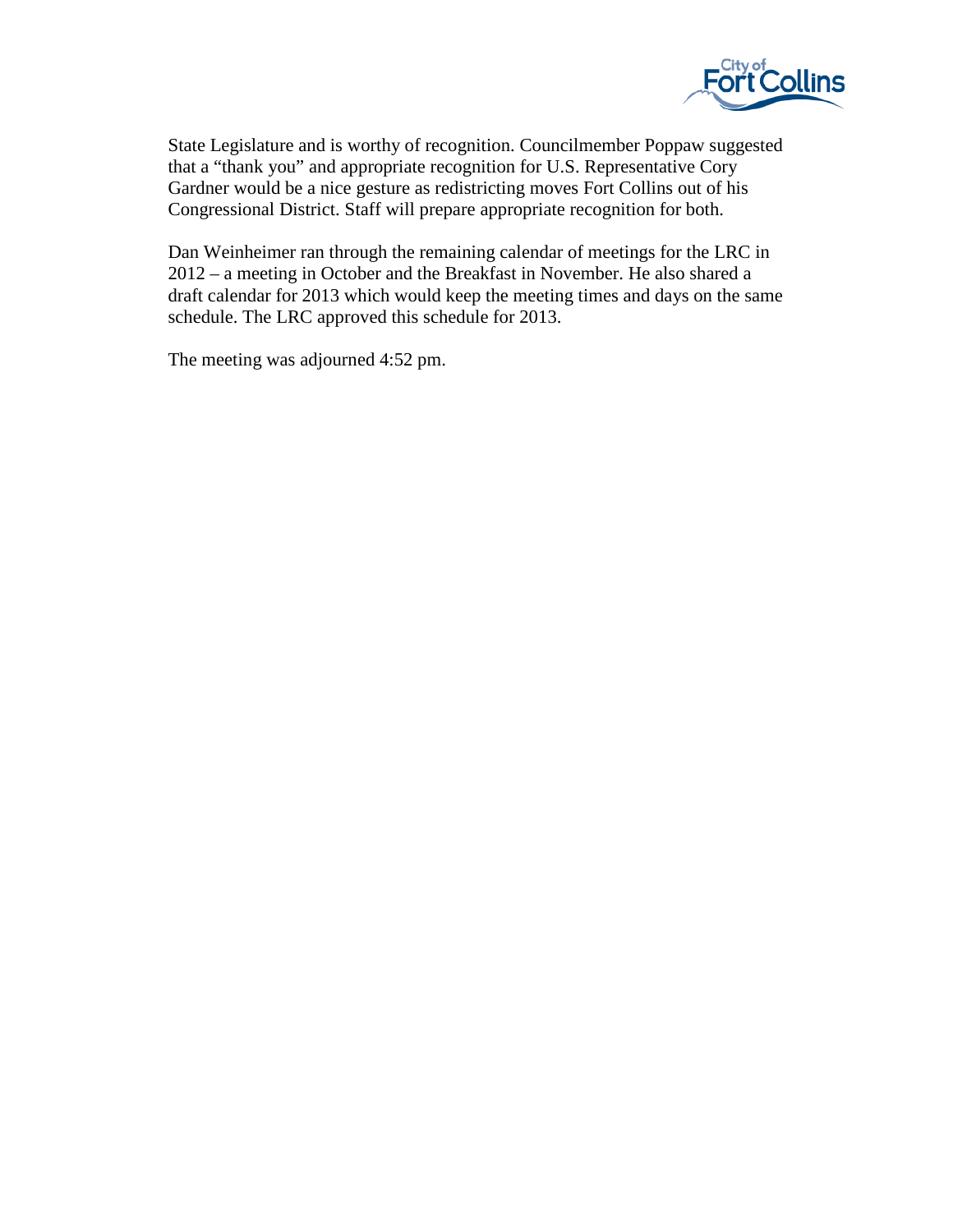State Legislature and is worthy of recognition. Councilmember Poppaw suggested that a "thank you" and appropriate recognition for U.S. Representative Cory Gardner would be a nice gesture as redistricting moves Fort Collins out of his Congressional District. Staff will prepare appropriate recognition for both.

Dan Weinheimer ran through the remaining calendar of meetings for the LRC in 2012 – a meeting in October and the Breakfast in November. He also shared a draft calendar for 2013 which would keep the meeting times and days on the same schedule. The LRC approved this schedule for 2013.

The meeting was adjourned 4:52 pm.